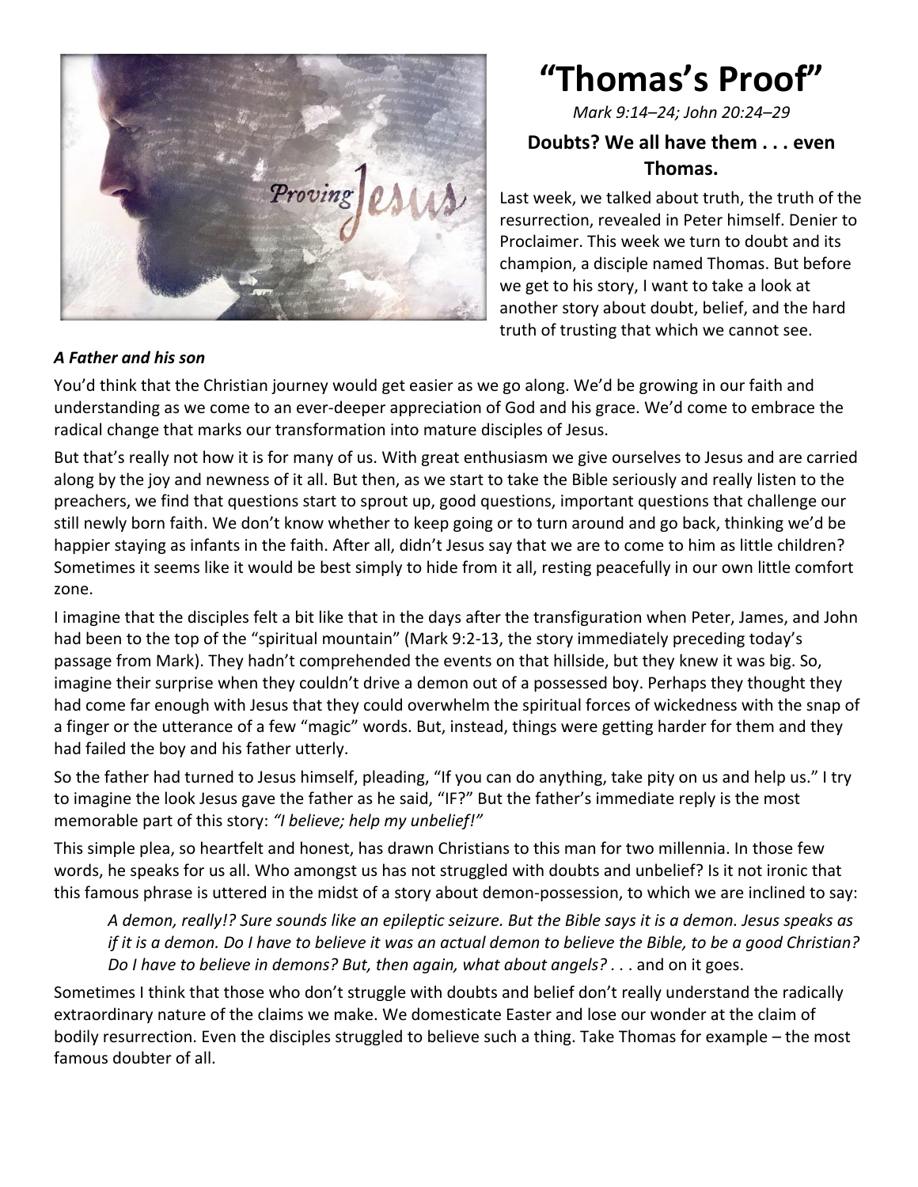# "Thomas's Proof"

*Mark 9:14–24; John 20:24–29*

**Doubts? We all have them . . . even Thomas.**

Last week, we talked about truth, the truth of the resurrection, revealed in Peter himself. Denier to Proclaimer. This week we turn to doubt and its champion, a disciple named Thomas. But before we get to his story, I want to take a look at another story about doubt, belief, and the hard truth of trusting that which we cannot see.

### *A Father and his son*

You'd think that the Christian journey would get easier as we go along. We'd be growing in our faith and understanding as we come to an ever-deeper appreciation of God and his grace. We'd come to embrace the radical change that marks our transformation into mature disciples of Jesus.

But that's really not how it is for many of us. With great enthusiasm we give ourselves to Jesus and are carried along by the joy and newness of it all. But then, as we start to take the Bible seriously and really listen to the preachers, we find that questions start to sprout up, good questions, important questions that challenge our still newly born faith. We don't know whether to keep going or to turn around and go back, thinking we'd be happier staying as infants in the faith. After all, didn't Jesus say that we are to come to him as little children? Sometimes it seems like it would be best simply to hide from it all, resting peacefully in our own little comfort zone.

I imagine that the disciples felt a bit like that in the days after the transfiguration when Peter, James, and John had been to the top of the "spiritual mountain" (Mark 9:2-13, the story immediately preceding today's passage from Mark). They hadn't comprehended the events on that hillside, but they knew it was big. So, imagine their surprise when they couldn't drive a demon out of a possessed boy. Perhaps they thought they had come far enough with Jesus that they could overwhelm the spiritual forces of wickedness with the snap of a finger or the utterance of a few "magic" words. But, instead, things were getting harder for them and they had failed the boy and his father utterly.

So the father had turned to Jesus himself, pleading, "If you can do anything, take pity on us and help us." I try to imagine the look Jesus gave the father as he said, "IF?" But the father's immediate reply is the most memorable part of this story: *"I believe; help my unbelief!"*

This simple plea, so heartfelt and honest, has drawn Christians to this man for two millennia. In those few words, he speaks for us all. Who amongst us has not struggled with doubts and unbelief? Is it not ironic that this famous phrase is uttered in the midst of a story about demon-possession, to which we are inclined to say:

> *A demon, really!? Sure sounds like an epileptic seizure. But the Bible says it is a demon. Jesus speaks as if it is a demon. Do I have to believe it was an actual demon to believe the Bible, to be a good Christian? Do I have to believe in demons? But, then again, what about angels? . . .* and on it goes.

Sometimes I think that those who don't struggle with doubts and belief don't really understand the radically extraordinary nature of the claims we make. We domesticate Easter and lose our wonder at the claim of bodily resurrection. Even the disciples struggled to believe such a thing. Take Thomas for example – the most famous doubter of all.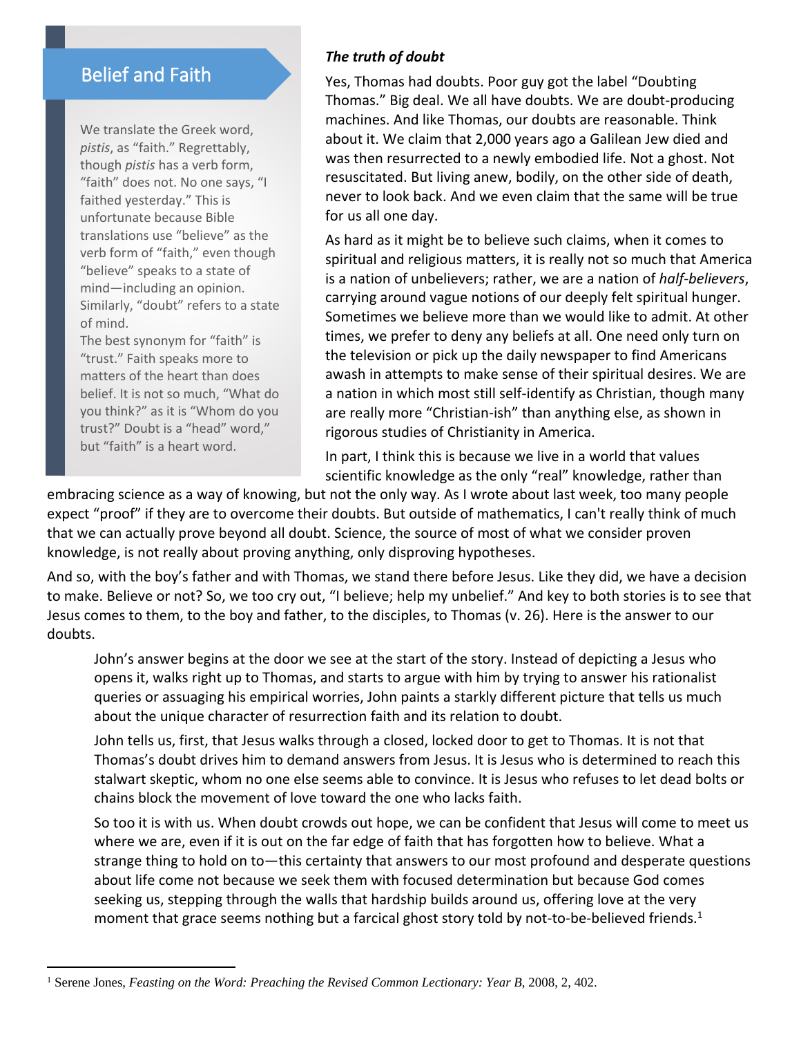## Belief and Faith

We translate the Greek word, *pistis*, as "faith." Regrettably, though *pistis* has a verb form, "faith" does not. No one says, "I faithed yesterday." This is unfortunate because Bible translations use "believe" as the verb form of "faith," even though "believe" speaks to a state of mind—including an opinion. Similarly, "doubt" refers to a state of mind.

The best synonym for "faith" is "trust." Faith speaks more to matters of the heart than does belief. It is not so much, "What do you think?" as it is "Whom do you trust?" Doubt is a "head" word," but "faith" is a heart word.

***The truth of doubt***

Yes, Thomas had doubts. Poor guy got the label "Doubting Thomas." Big deal. We all have doubts. We are doubt-producing machines. And like Thomas, our doubts are reasonable. Think about it. We claim that 2,000 years ago a Galilean Jew died and was then resurrected to a newly embodied life. Not a ghost. Not resuscitated. But living anew, bodily, on the other side of death, never to look back. And we even claim that the same will be true for us all one day.

As hard as it might be to believe such claims, when it comes to spiritual and religious matters, it is really not so much that America is a nation of unbelievers; rather, we are a nation of *half-believers*, carrying around vague notions of our deeply felt spiritual hunger. Sometimes we believe more than we would like to admit. At other times, we prefer to deny any beliefs at all. One need only turn on the television or pick up the daily newspaper to find Americans awash in attempts to make sense of their spiritual desires. We are a nation in which most still self-identify as Christian, though many are really more "Christian-ish" than anything else, as shown in rigorous studies of Christianity in America.

In part, I think this is because we live in a world that values scientific knowledge as the only "real" knowledge, rather than embracing science as a way of knowing, but not the only way. As I wrote about last week, too many people expect "proof" if they are to overcome their doubts. But outside of mathematics, I can't really think of much that we can actually prove beyond all doubt. Science, the source of most of what we consider proven knowledge, is not really about proving anything, only disproving hypotheses.

And so, with the boy's father and with Thomas, we stand there before Jesus. Like they did, we have a decision to make. Believe or not? So, we too cry out, "I believe; help my unbelief." And key to both stories is to see that Jesus comes to them, to the boy and father, to the disciples, to Thomas (v. 26). Here is the answer to our doubts.

> John's answer begins at the door we see at the start of the story. Instead of depicting a Jesus who opens it, walks right up to Thomas, and starts to argue with him by trying to answer his rationalist queries or assuaging his empirical worries, John paints a starkly different picture that tells us much about the unique character of resurrection faith and its relation to doubt.
>
> John tells us, first, that Jesus walks through a closed, locked door to get to Thomas. It is not that Thomas's doubt drives him to demand answers from Jesus. It is Jesus who is determined to reach this stalwart skeptic, whom no one else seems able to convince. It is Jesus who refuses to let dead bolts or chains block the movement of love toward the one who lacks faith.
>
> So too it is with us. When doubt crowds out hope, we can be confident that Jesus will come to meet us where we are, even if it is out on the far edge of faith that has forgotten how to believe. What a strange thing to hold on to—this certainty that answers to our most profound and desperate questions about life come not because we seek them with focused determination but because God comes seeking us, stepping through the walls that hardship builds around us, offering love at the very moment that grace seems nothing but a farcical ghost story told by not-to-be-believed friends.[1]

---

[1] Serene Jones, *Feasting on the Word: Preaching the Revised Common Lectionary: Year B*, 2008, 2, 402.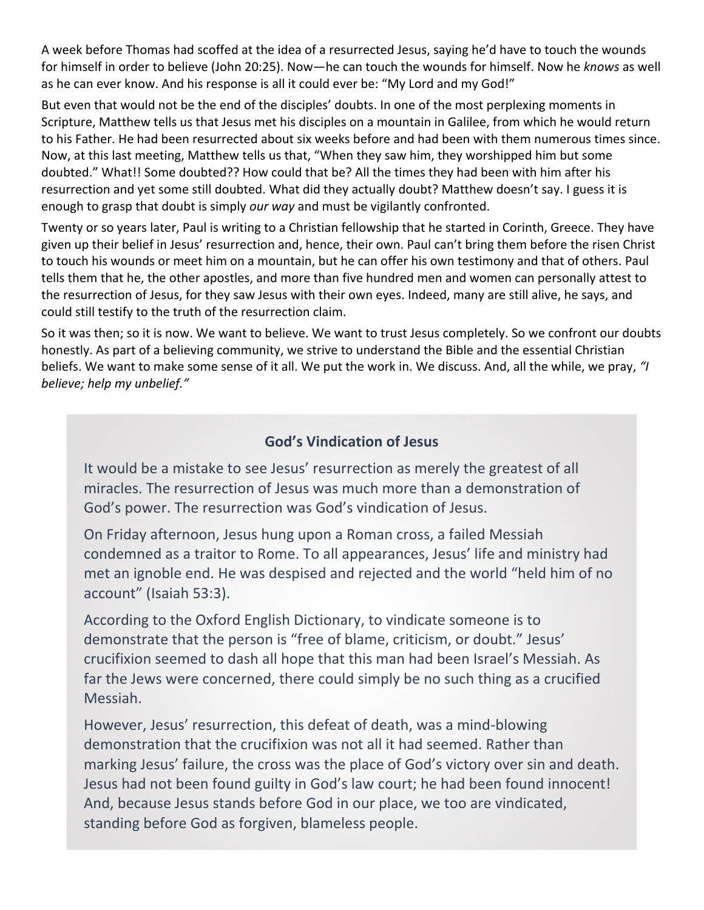A week before Thomas had scoffed at the idea of a resurrected Jesus, saying he'd have to touch the wounds for himself in order to believe (John 20:25). Now—he can touch the wounds for himself. Now he *knows* as well as he can ever know. And his response is all it could ever be: "My Lord and my God!"

But even that would not be the end of the disciples' doubts. In one of the most perplexing moments in Scripture, Matthew tells us that Jesus met his disciples on a mountain in Galilee, from which he would return to his Father. He had been resurrected about six weeks before and had been with them numerous times since. Now, at this last meeting, Matthew tells us that, "When they saw him, they worshipped him but some doubted." What!! Some doubted?? How could that be? All the times they had been with him after his resurrection and yet some still doubted. What did they actually doubt? Matthew doesn't say. I guess it is enough to grasp that doubt is simply *our way* and must be vigilantly confronted.

Twenty or so years later, Paul is writing to a Christian fellowship that he started in Corinth, Greece. They have given up their belief in Jesus' resurrection and, hence, their own. Paul can't bring them before the risen Christ to touch his wounds or meet him on a mountain, but he can offer his own testimony and that of others. Paul tells them that he, the other apostles, and more than five hundred men and women can personally attest to the resurrection of Jesus, for they saw Jesus with their own eyes. Indeed, many are still alive, he says, and could still testify to the truth of the resurrection claim.

So it was then; so it is now. We want to believe. We want to trust Jesus completely. So we confront our doubts honestly. As part of a believing community, we strive to understand the Bible and the essential Christian beliefs. We want to make some sense of it all. We put the work in. We discuss. And, all the while, we pray, *"I believe; help my unbelief."*

### God's Vindication of Jesus

It would be a mistake to see Jesus' resurrection as merely the greatest of all miracles. The resurrection of Jesus was much more than a demonstration of God's power. The resurrection was God's vindication of Jesus.

On Friday afternoon, Jesus hung upon a Roman cross, a failed Messiah condemned as a traitor to Rome. To all appearances, Jesus' life and ministry had met an ignoble end. He was despised and rejected and the world "held him of no account" (Isaiah 53:3).

According to the Oxford English Dictionary, to vindicate someone is to demonstrate that the person is "free of blame, criticism, or doubt." Jesus' crucifixion seemed to dash all hope that this man had been Israel's Messiah. As far the Jews were concerned, there could simply be no such thing as a crucified Messiah.

However, Jesus' resurrection, this defeat of death, was a mind-blowing demonstration that the crucifixion was not all it had seemed. Rather than marking Jesus' failure, the cross was the place of God's victory over sin and death. Jesus had not been found guilty in God's law court; he had been found innocent! And, because Jesus stands before God in our place, we too are vindicated, standing before God as forgiven, blameless people.